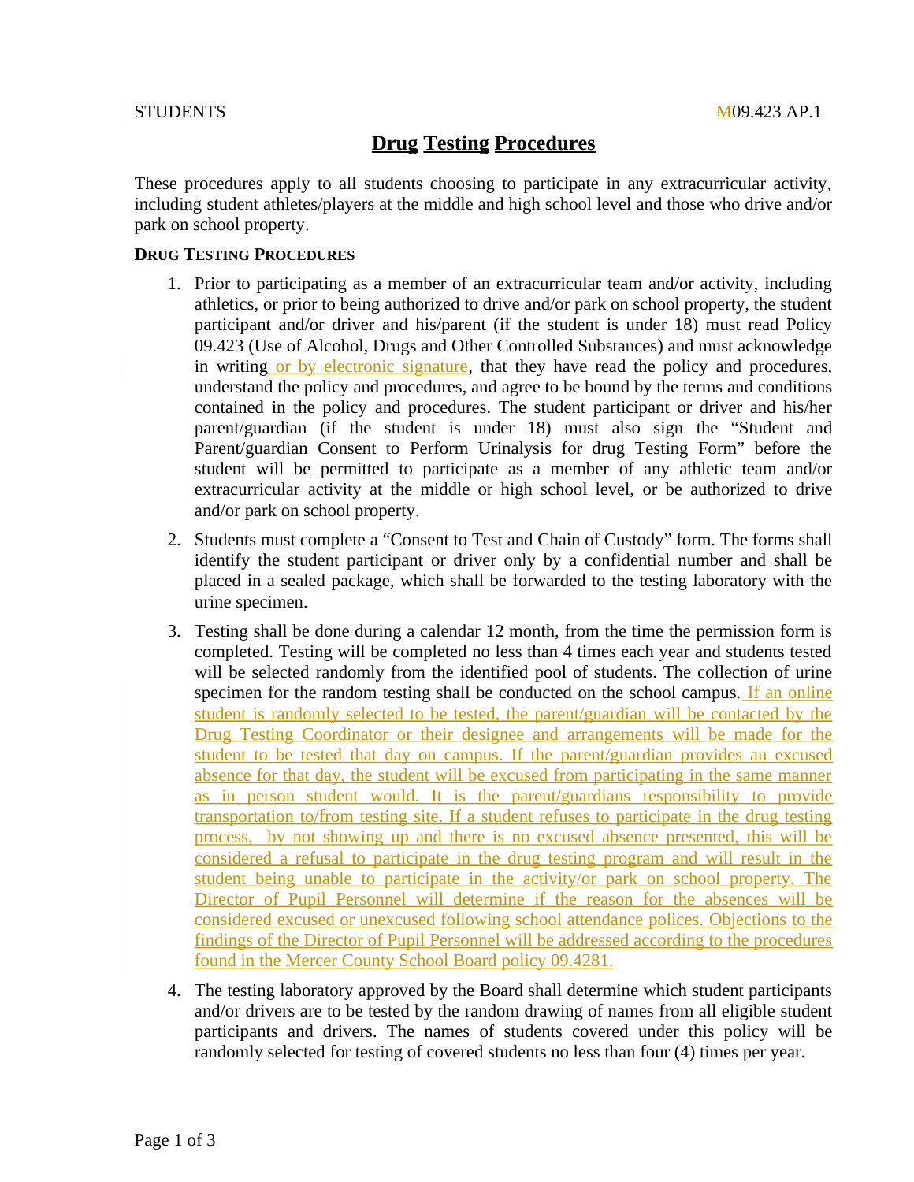STUDENTS 09.423 AP.1

# Drug Testing Procedures

These procedures apply to all students choosing to participate in any extracurricular activity, including student athletes/players at the middle and high school level and those who drive and/or park on school property.

**DRUG TESTING PROCEDURES**

1. Prior to participating as a member of an extracurricular team and/or activity, including athletics, or prior to being authorized to drive and/or park on school property, the student participant and/or driver and his/parent (if the student is under 18) must read Policy 09.423 (Use of Alcohol, Drugs and Other Controlled Substances) and must acknowledge in writing or by electronic signature, that they have read the policy and procedures, understand the policy and procedures, and agree to be bound by the terms and conditions contained in the policy and procedures. The student participant or driver and his/her parent/guardian (if the student is under 18) must also sign the "Student and Parent/guardian Consent to Perform Urinalysis for drug Testing Form" before the student will be permitted to participate as a member of any athletic team and/or extracurricular activity at the middle or high school level, or be authorized to drive and/or park on school property.

2. Students must complete a "Consent to Test and Chain of Custody" form. The forms shall identify the student participant or driver only by a confidential number and shall be placed in a sealed package, which shall be forwarded to the testing laboratory with the urine specimen.

3. Testing shall be done during a calendar 12 month, from the time the permission form is completed. Testing will be completed no less than 4 times each year and students tested will be selected randomly from the identified pool of students. The collection of urine specimen for the random testing shall be conducted on the school campus. If an online student is randomly selected to be tested, the parent/guardian will be contacted by the Drug Testing Coordinator or their designee and arrangements will be made for the student to be tested that day on campus. If the parent/guardian provides an excused absence for that day, the student will be excused from participating in the same manner as in person student would. It is the parent/guardians responsibility to provide transportation to/from testing site. If a student refuses to participate in the drug testing process, by not showing up and there is no excused absence presented, this will be considered a refusal to participate in the drug testing program and will result in the student being unable to participate in the activity/or park on school property. The Director of Pupil Personnel will determine if the reason for the absences will be considered excused or unexcused following school attendance polices. Objections to the findings of the Director of Pupil Personnel will be addressed according to the procedures found in the Mercer County School Board policy 09.4281.

4. The testing laboratory approved by the Board shall determine which student participants and/or drivers are to be tested by the random drawing of names from all eligible student participants and drivers. The names of students covered under this policy will be randomly selected for testing of covered students no less than four (4) times per year.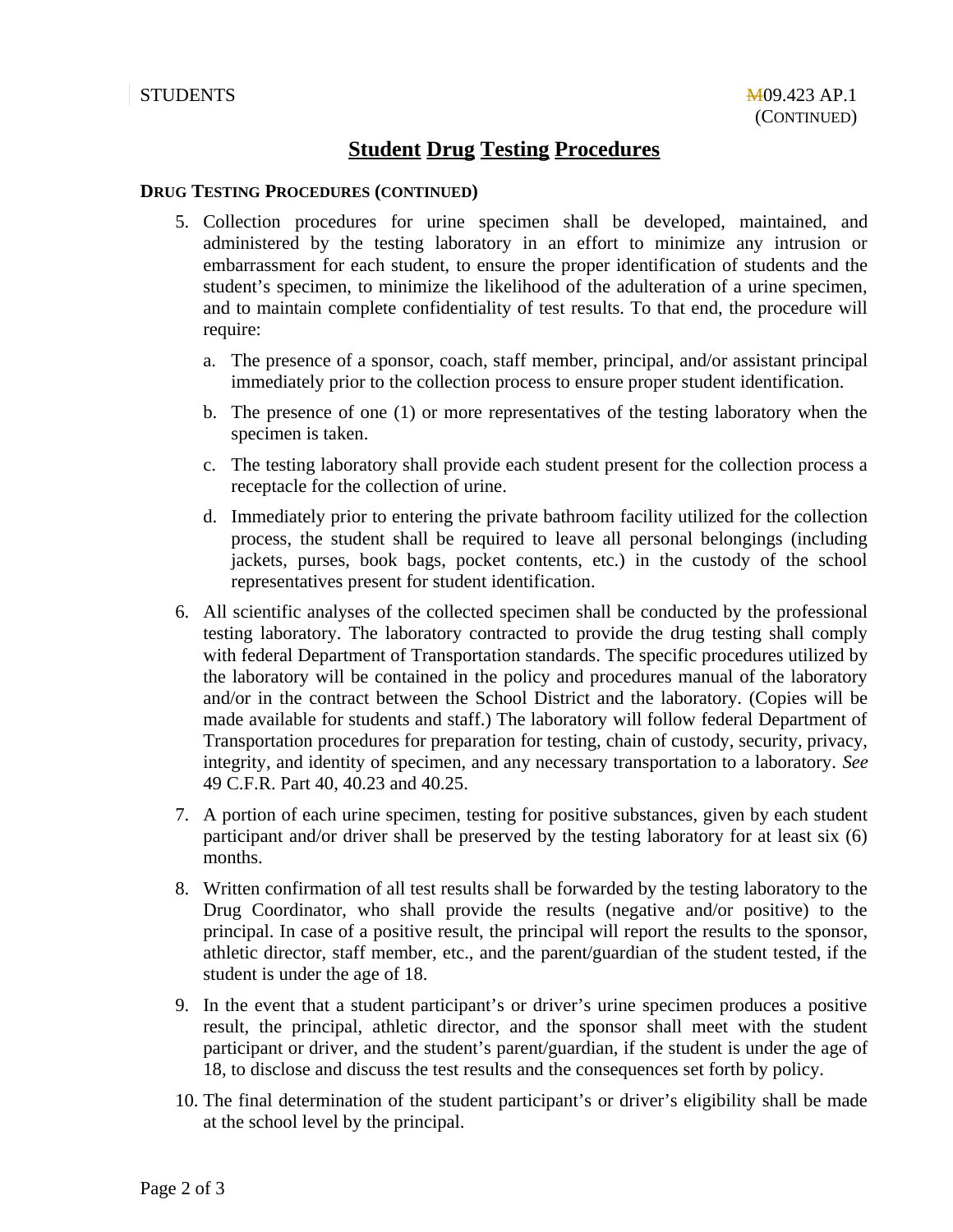STUDENTS M09.423 AP.1
(CONTINUED)

# Student Drug Testing Procedures

**DRUG TESTING PROCEDURES (CONTINUED)**

5. Collection procedures for urine specimen shall be developed, maintained, and administered by the testing laboratory in an effort to minimize any intrusion or embarrassment for each student, to ensure the proper identification of students and the student's specimen, to minimize the likelihood of the adulteration of a urine specimen, and to maintain complete confidentiality of test results. To that end, the procedure will require:

   a. The presence of a sponsor, coach, staff member, principal, and/or assistant principal immediately prior to the collection process to ensure proper student identification.

   b. The presence of one (1) or more representatives of the testing laboratory when the specimen is taken.

   c. The testing laboratory shall provide each student present for the collection process a receptacle for the collection of urine.

   d. Immediately prior to entering the private bathroom facility utilized for the collection process, the student shall be required to leave all personal belongings (including jackets, purses, book bags, pocket contents, etc.) in the custody of the school representatives present for student identification.

6. All scientific analyses of the collected specimen shall be conducted by the professional testing laboratory. The laboratory contracted to provide the drug testing shall comply with federal Department of Transportation standards. The specific procedures utilized by the laboratory will be contained in the policy and procedures manual of the laboratory and/or in the contract between the School District and the laboratory. (Copies will be made available for students and staff.) The laboratory will follow federal Department of Transportation procedures for preparation for testing, chain of custody, security, privacy, integrity, and identity of specimen, and any necessary transportation to a laboratory. *See* 49 C.F.R. Part 40, 40.23 and 40.25.

7. A portion of each urine specimen, testing for positive substances, given by each student participant and/or driver shall be preserved by the testing laboratory for at least six (6) months.

8. Written confirmation of all test results shall be forwarded by the testing laboratory to the Drug Coordinator, who shall provide the results (negative and/or positive) to the principal. In case of a positive result, the principal will report the results to the sponsor, athletic director, staff member, etc., and the parent/guardian of the student tested, if the student is under the age of 18.

9. In the event that a student participant's or driver's urine specimen produces a positive result, the principal, athletic director, and the sponsor shall meet with the student participant or driver, and the student's parent/guardian, if the student is under the age of 18, to disclose and discuss the test results and the consequences set forth by policy.

10. The final determination of the student participant's or driver's eligibility shall be made at the school level by the principal.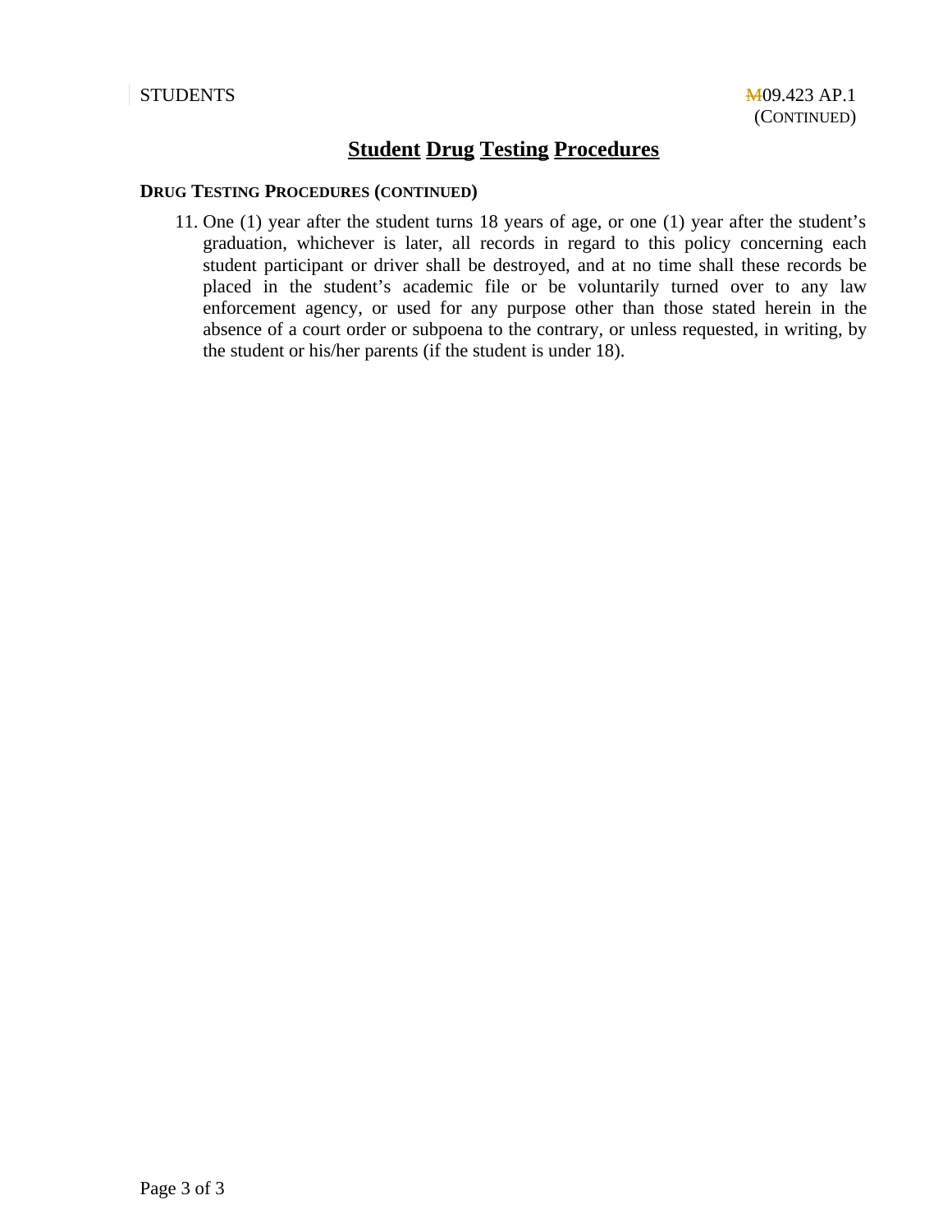# Student Drug Testing Procedures

### DRUG TESTING PROCEDURES (CONTINUED)

11. One (1) year after the student turns 18 years of age, or one (1) year after the student's graduation, whichever is later, all records in regard to this policy concerning each student participant or driver shall be destroyed, and at no time shall these records be placed in the student's academic file or be voluntarily turned over to any law enforcement agency, or used for any purpose other than those stated herein in the absence of a court order or subpoena to the contrary, or unless requested, in writing, by the student or his/her parents (if the student is under 18).